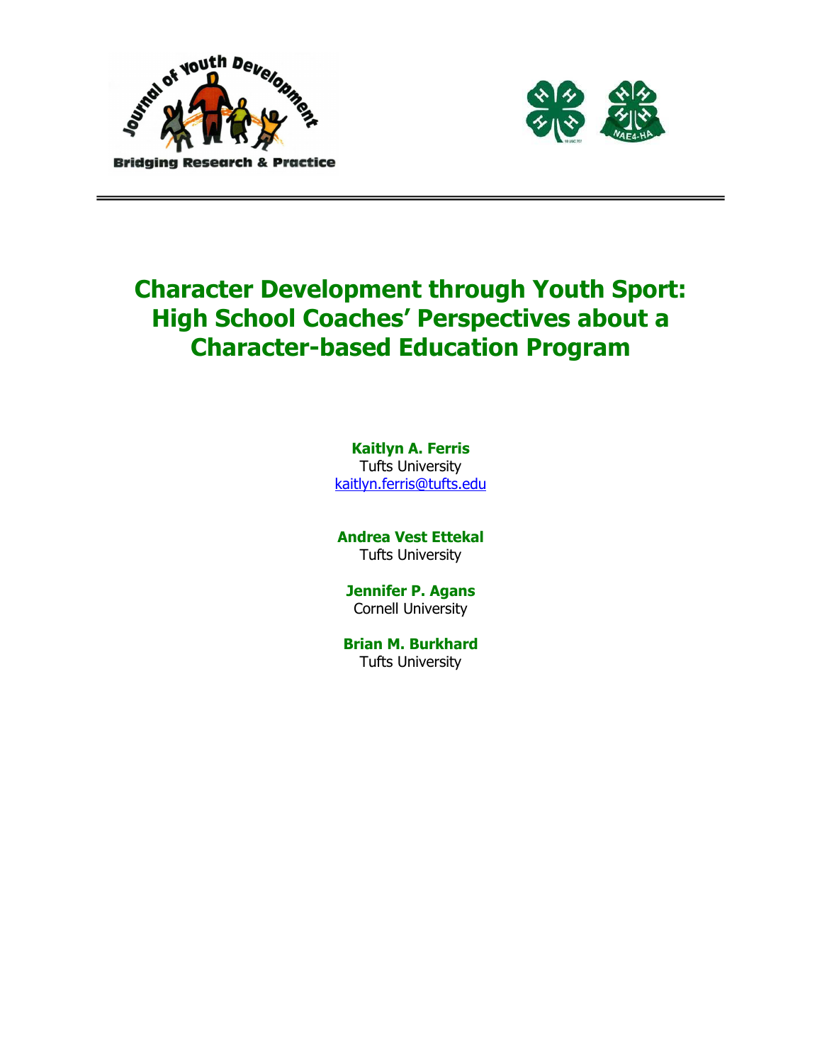# Character Development through Youth Sport: High School Coaches' Perspectives about a Character-based Education Program

**Kaitlyn A. Ferris**
Tufts University
kaitlyn.ferris@tufts.edu

**Andrea Vest Ettekal**
Tufts University

**Jennifer P. Agans**
Cornell University

**Brian M. Burkhard**
Tufts University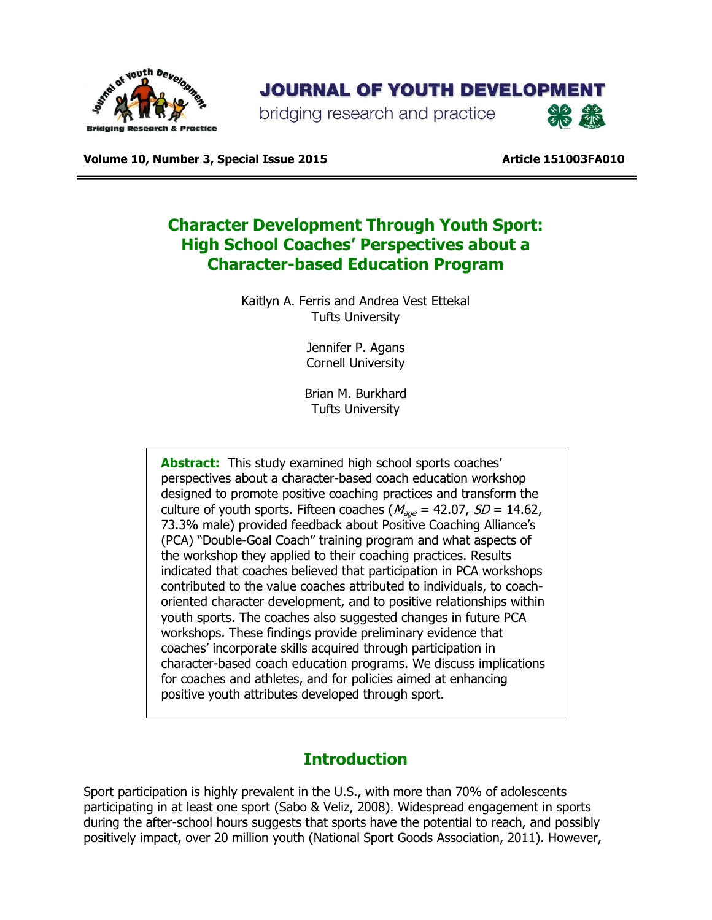# Character Development Through Youth Sport: High School Coaches' Perspectives about a Character-based Education Program

Kaitlyn A. Ferris and Andrea Vest Ettekal
Tufts University

Jennifer P. Agans
Cornell University

Brian M. Burkhard
Tufts University

**Abstract:** This study examined high school sports coaches' perspectives about a character-based coach education workshop designed to promote positive coaching practices and transform the culture of youth sports. Fifteen coaches ($M_{age}$ = 42.07, $SD$ = 14.62, 73.3% male) provided feedback about Positive Coaching Alliance's (PCA) "Double-Goal Coach" training program and what aspects of the workshop they applied to their coaching practices. Results indicated that coaches believed that participation in PCA workshops contributed to the value coaches attributed to individuals, to coach-oriented character development, and to positive relationships within youth sports. The coaches also suggested changes in future PCA workshops. These findings provide preliminary evidence that coaches' incorporate skills acquired through participation in character-based coach education programs. We discuss implications for coaches and athletes, and for policies aimed at enhancing positive youth attributes developed through sport.

## Introduction

Sport participation is highly prevalent in the U.S., with more than 70% of adolescents participating in at least one sport (Sabo & Veliz, 2008). Widespread engagement in sports during the after-school hours suggests that sports have the potential to reach, and possibly positively impact, over 20 million youth (National Sport Goods Association, 2011). However,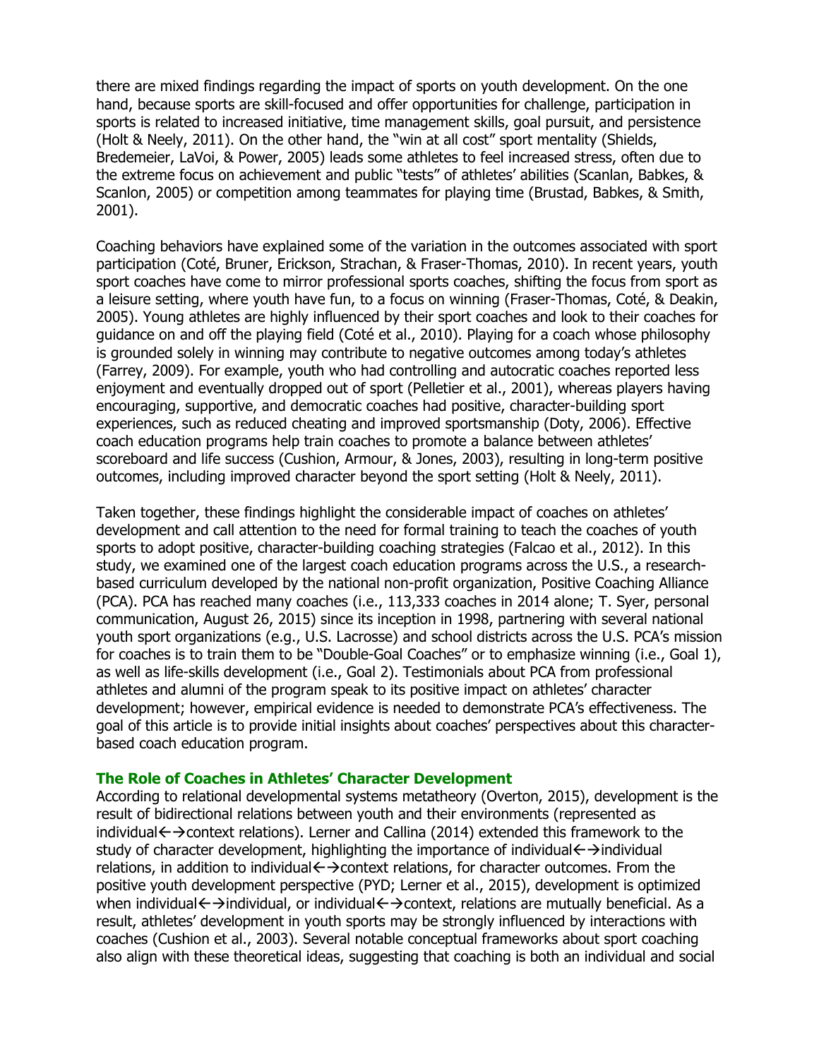there are mixed findings regarding the impact of sports on youth development. On the one hand, because sports are skill-focused and offer opportunities for challenge, participation in sports is related to increased initiative, time management skills, goal pursuit, and persistence (Holt & Neely, 2011). On the other hand, the "win at all cost" sport mentality (Shields, Bredemeier, LaVoi, & Power, 2005) leads some athletes to feel increased stress, often due to the extreme focus on achievement and public "tests" of athletes' abilities (Scanlan, Babkes, & Scanlon, 2005) or competition among teammates for playing time (Brustad, Babkes, & Smith, 2001).

Coaching behaviors have explained some of the variation in the outcomes associated with sport participation (Coté, Bruner, Erickson, Strachan, & Fraser-Thomas, 2010). In recent years, youth sport coaches have come to mirror professional sports coaches, shifting the focus from sport as a leisure setting, where youth have fun, to a focus on winning (Fraser-Thomas, Coté, & Deakin, 2005). Young athletes are highly influenced by their sport coaches and look to their coaches for guidance on and off the playing field (Coté et al., 2010). Playing for a coach whose philosophy is grounded solely in winning may contribute to negative outcomes among today's athletes (Farrey, 2009). For example, youth who had controlling and autocratic coaches reported less enjoyment and eventually dropped out of sport (Pelletier et al., 2001), whereas players having encouraging, supportive, and democratic coaches had positive, character-building sport experiences, such as reduced cheating and improved sportsmanship (Doty, 2006). Effective coach education programs help train coaches to promote a balance between athletes' scoreboard and life success (Cushion, Armour, & Jones, 2003), resulting in long-term positive outcomes, including improved character beyond the sport setting (Holt & Neely, 2011).

Taken together, these findings highlight the considerable impact of coaches on athletes' development and call attention to the need for formal training to teach the coaches of youth sports to adopt positive, character-building coaching strategies (Falcao et al., 2012). In this study, we examined one of the largest coach education programs across the U.S., a research-based curriculum developed by the national non-profit organization, Positive Coaching Alliance (PCA). PCA has reached many coaches (i.e., 113,333 coaches in 2014 alone; T. Syer, personal communication, August 26, 2015) since its inception in 1998, partnering with several national youth sport organizations (e.g., U.S. Lacrosse) and school districts across the U.S. PCA's mission for coaches is to train them to be "Double-Goal Coaches" or to emphasize winning (i.e., Goal 1), as well as life-skills development (i.e., Goal 2). Testimonials about PCA from professional athletes and alumni of the program speak to its positive impact on athletes' character development; however, empirical evidence is needed to demonstrate PCA's effectiveness. The goal of this article is to provide initial insights about coaches' perspectives about this character-based coach education program.

### The Role of Coaches in Athletes' Character Development

According to relational developmental systems metatheory (Overton, 2015), development is the result of bidirectional relations between youth and their environments (represented as individual←→context relations). Lerner and Callina (2014) extended this framework to the study of character development, highlighting the importance of individual←→individual relations, in addition to individual←→context relations, for character outcomes. From the positive youth development perspective (PYD; Lerner et al., 2015), development is optimized when individual←→individual, or individual←→context, relations are mutually beneficial. As a result, athletes' development in youth sports may be strongly influenced by interactions with coaches (Cushion et al., 2003). Several notable conceptual frameworks about sport coaching also align with these theoretical ideas, suggesting that coaching is both an individual and social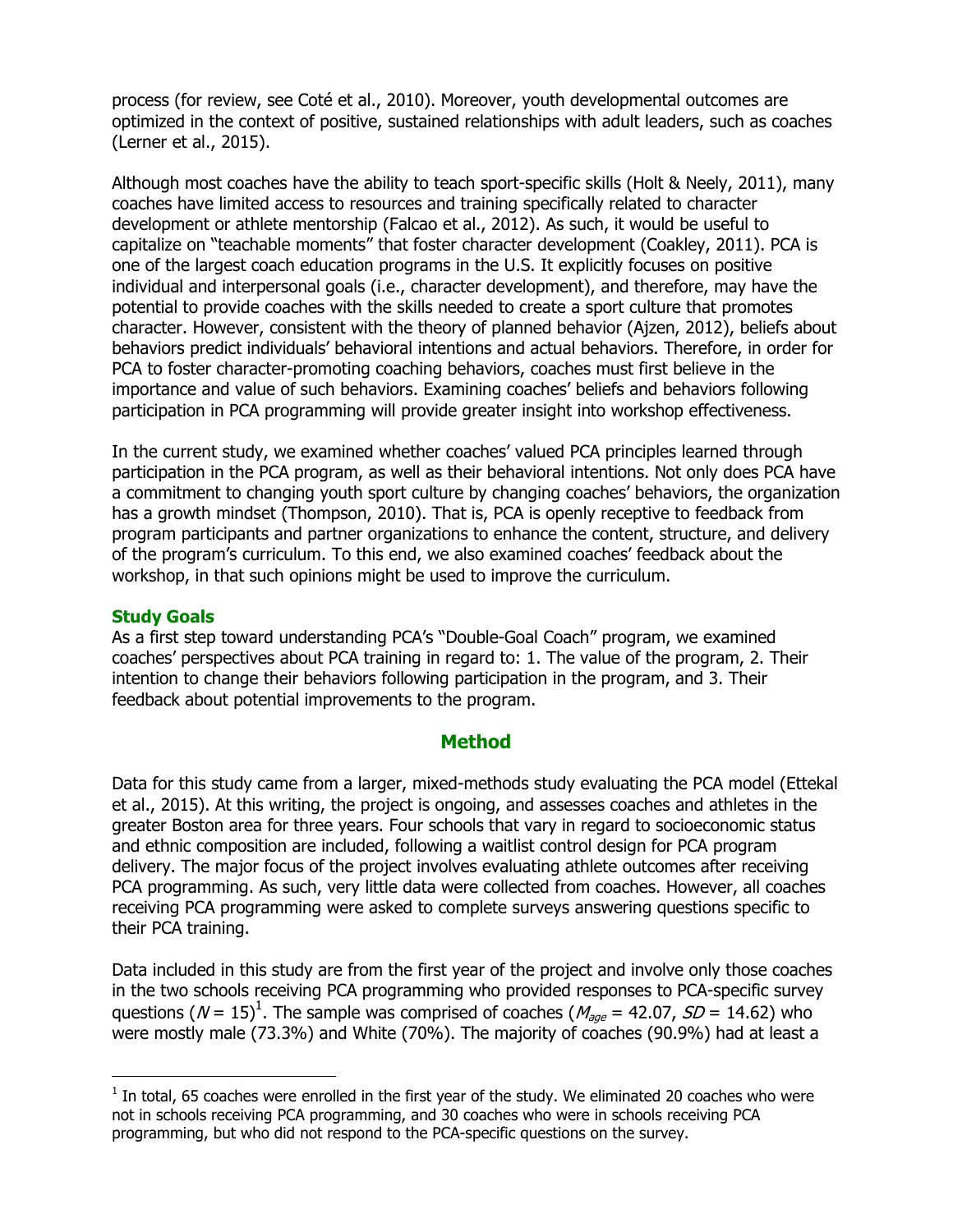process (for review, see Coté et al., 2010). Moreover, youth developmental outcomes are optimized in the context of positive, sustained relationships with adult leaders, such as coaches (Lerner et al., 2015).

Although most coaches have the ability to teach sport-specific skills (Holt & Neely, 2011), many coaches have limited access to resources and training specifically related to character development or athlete mentorship (Falcao et al., 2012). As such, it would be useful to capitalize on "teachable moments" that foster character development (Coakley, 2011). PCA is one of the largest coach education programs in the U.S. It explicitly focuses on positive individual and interpersonal goals (i.e., character development), and therefore, may have the potential to provide coaches with the skills needed to create a sport culture that promotes character. However, consistent with the theory of planned behavior (Ajzen, 2012), beliefs about behaviors predict individuals' behavioral intentions and actual behaviors. Therefore, in order for PCA to foster character-promoting coaching behaviors, coaches must first believe in the importance and value of such behaviors. Examining coaches' beliefs and behaviors following participation in PCA programming will provide greater insight into workshop effectiveness.

In the current study, we examined whether coaches' valued PCA principles learned through participation in the PCA program, as well as their behavioral intentions. Not only does PCA have a commitment to changing youth sport culture by changing coaches' behaviors, the organization has a growth mindset (Thompson, 2010). That is, PCA is openly receptive to feedback from program participants and partner organizations to enhance the content, structure, and delivery of the program's curriculum. To this end, we also examined coaches' feedback about the workshop, in that such opinions might be used to improve the curriculum.

### Study Goals

As a first step toward understanding PCA's "Double-Goal Coach" program, we examined coaches' perspectives about PCA training in regard to: 1. The value of the program, 2. Their intention to change their behaviors following participation in the program, and 3. Their feedback about potential improvements to the program.

## Method

Data for this study came from a larger, mixed-methods study evaluating the PCA model (Ettekal et al., 2015). At this writing, the project is ongoing, and assesses coaches and athletes in the greater Boston area for three years. Four schools that vary in regard to socioeconomic status and ethnic composition are included, following a waitlist control design for PCA program delivery. The major focus of the project involves evaluating athlete outcomes after receiving PCA programming. As such, very little data were collected from coaches. However, all coaches receiving PCA programming were asked to complete surveys answering questions specific to their PCA training.

Data included in this study are from the first year of the project and involve only those coaches in the two schools receiving PCA programming who provided responses to PCA-specific survey questions ($N$ = 15)[1]. The sample was comprised of coaches ($M_{age}$ = 42.07, $SD$ = 14.62) who were mostly male (73.3%) and White (70%). The majority of coaches (90.9%) had at least a

[1] In total, 65 coaches were enrolled in the first year of the study. We eliminated 20 coaches who were not in schools receiving PCA programming, and 30 coaches who were in schools receiving PCA programming, but who did not respond to the PCA-specific questions on the survey.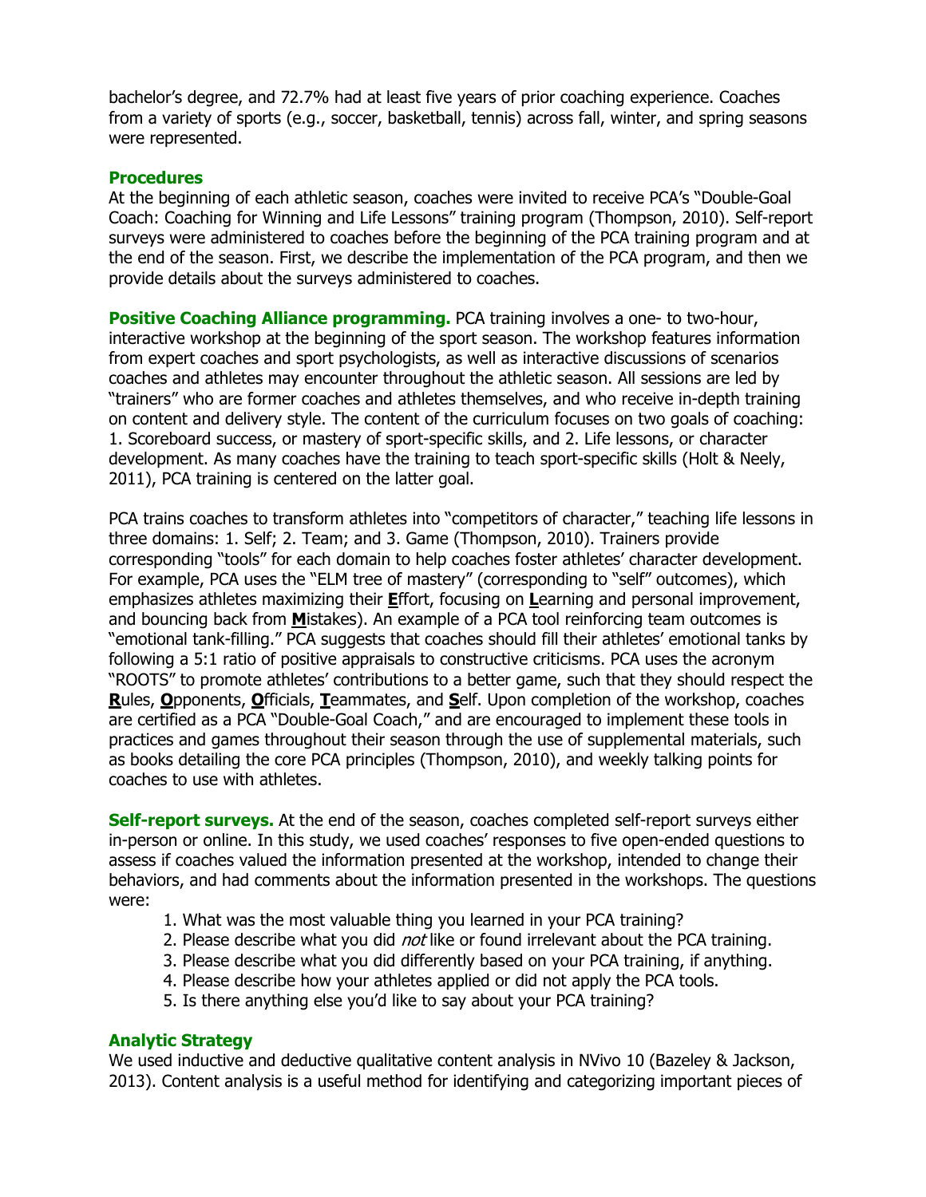bachelor's degree, and 72.7% had at least five years of prior coaching experience. Coaches from a variety of sports (e.g., soccer, basketball, tennis) across fall, winter, and spring seasons were represented.

### Procedures

At the beginning of each athletic season, coaches were invited to receive PCA's "Double-Goal Coach: Coaching for Winning and Life Lessons" training program (Thompson, 2010). Self-report surveys were administered to coaches before the beginning of the PCA training program and at the end of the season. First, we describe the implementation of the PCA program, and then we provide details about the surveys administered to coaches.

**Positive Coaching Alliance programming.** PCA training involves a one- to two-hour, interactive workshop at the beginning of the sport season. The workshop features information from expert coaches and sport psychologists, as well as interactive discussions of scenarios coaches and athletes may encounter throughout the athletic season. All sessions are led by "trainers" who are former coaches and athletes themselves, and who receive in-depth training on content and delivery style. The content of the curriculum focuses on two goals of coaching: 1. Scoreboard success, or mastery of sport-specific skills, and 2. Life lessons, or character development. As many coaches have the training to teach sport-specific skills (Holt & Neely, 2011), PCA training is centered on the latter goal.

PCA trains coaches to transform athletes into "competitors of character," teaching life lessons in three domains: 1. Self; 2. Team; and 3. Game (Thompson, 2010). Trainers provide corresponding "tools" for each domain to help coaches foster athletes' character development. For example, PCA uses the "ELM tree of mastery" (corresponding to "self" outcomes), which emphasizes athletes maximizing their **E**ffort, focusing on **L**earning and personal improvement, and bouncing back from **M**istakes). An example of a PCA tool reinforcing team outcomes is "emotional tank-filling." PCA suggests that coaches should fill their athletes' emotional tanks by following a 5:1 ratio of positive appraisals to constructive criticisms. PCA uses the acronym "ROOTS" to promote athletes' contributions to a better game, such that they should respect the **R**ules, **O**pponents, **O**fficials, **T**eammates, and **S**elf. Upon completion of the workshop, coaches are certified as a PCA "Double-Goal Coach," and are encouraged to implement these tools in practices and games throughout their season through the use of supplemental materials, such as books detailing the core PCA principles (Thompson, 2010), and weekly talking points for coaches to use with athletes.

**Self-report surveys.** At the end of the season, coaches completed self-report surveys either in-person or online. In this study, we used coaches' responses to five open-ended questions to assess if coaches valued the information presented at the workshop, intended to change their behaviors, and had comments about the information presented in the workshops. The questions were:

1. What was the most valuable thing you learned in your PCA training?
2. Please describe what you did *not* like or found irrelevant about the PCA training.
3. Please describe what you did differently based on your PCA training, if anything.
4. Please describe how your athletes applied or did not apply the PCA tools.
5. Is there anything else you'd like to say about your PCA training?

### Analytic Strategy

We used inductive and deductive qualitative content analysis in NVivo 10 (Bazeley & Jackson, 2013). Content analysis is a useful method for identifying and categorizing important pieces of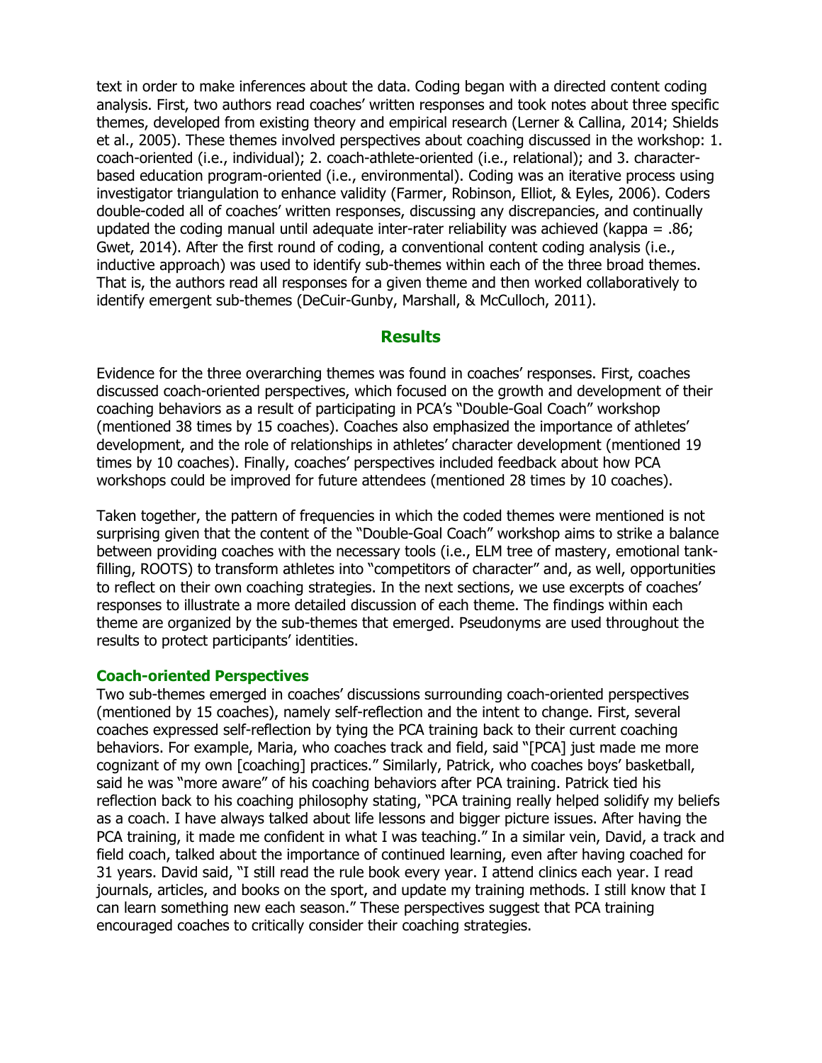text in order to make inferences about the data. Coding began with a directed content coding analysis. First, two authors read coaches' written responses and took notes about three specific themes, developed from existing theory and empirical research (Lerner & Callina, 2014; Shields et al., 2005). These themes involved perspectives about coaching discussed in the workshop: 1. coach-oriented (i.e., individual); 2. coach-athlete-oriented (i.e., relational); and 3. character-based education program-oriented (i.e., environmental). Coding was an iterative process using investigator triangulation to enhance validity (Farmer, Robinson, Elliot, & Eyles, 2006). Coders double-coded all of coaches' written responses, discussing any discrepancies, and continually updated the coding manual until adequate inter-rater reliability was achieved (kappa = .86; Gwet, 2014). After the first round of coding, a conventional content coding analysis (i.e., inductive approach) was used to identify sub-themes within each of the three broad themes. That is, the authors read all responses for a given theme and then worked collaboratively to identify emergent sub-themes (DeCuir-Gunby, Marshall, & McCulloch, 2011).

## Results

Evidence for the three overarching themes was found in coaches' responses. First, coaches discussed coach-oriented perspectives, which focused on the growth and development of their coaching behaviors as a result of participating in PCA's "Double-Goal Coach" workshop (mentioned 38 times by 15 coaches). Coaches also emphasized the importance of athletes' development, and the role of relationships in athletes' character development (mentioned 19 times by 10 coaches). Finally, coaches' perspectives included feedback about how PCA workshops could be improved for future attendees (mentioned 28 times by 10 coaches).

Taken together, the pattern of frequencies in which the coded themes were mentioned is not surprising given that the content of the "Double-Goal Coach" workshop aims to strike a balance between providing coaches with the necessary tools (i.e., ELM tree of mastery, emotional tank-filling, ROOTS) to transform athletes into "competitors of character" and, as well, opportunities to reflect on their own coaching strategies. In the next sections, we use excerpts of coaches' responses to illustrate a more detailed discussion of each theme. The findings within each theme are organized by the sub-themes that emerged. Pseudonyms are used throughout the results to protect participants' identities.

### Coach-oriented Perspectives

Two sub-themes emerged in coaches' discussions surrounding coach-oriented perspectives (mentioned by 15 coaches), namely self-reflection and the intent to change. First, several coaches expressed self-reflection by tying the PCA training back to their current coaching behaviors. For example, Maria, who coaches track and field, said "[PCA] just made me more cognizant of my own [coaching] practices." Similarly, Patrick, who coaches boys' basketball, said he was "more aware" of his coaching behaviors after PCA training. Patrick tied his reflection back to his coaching philosophy stating, "PCA training really helped solidify my beliefs as a coach. I have always talked about life lessons and bigger picture issues. After having the PCA training, it made me confident in what I was teaching." In a similar vein, David, a track and field coach, talked about the importance of continued learning, even after having coached for 31 years. David said, "I still read the rule book every year. I attend clinics each year. I read journals, articles, and books on the sport, and update my training methods. I still know that I can learn something new each season." These perspectives suggest that PCA training encouraged coaches to critically consider their coaching strategies.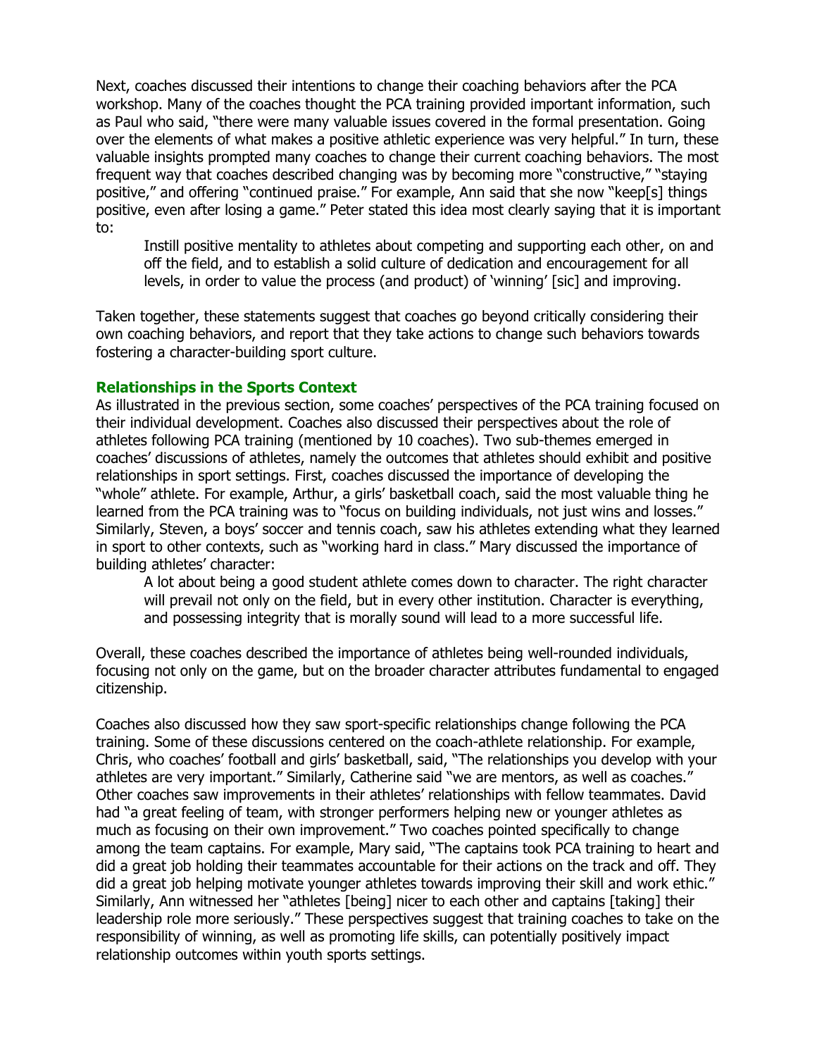Next, coaches discussed their intentions to change their coaching behaviors after the PCA workshop. Many of the coaches thought the PCA training provided important information, such as Paul who said, "there were many valuable issues covered in the formal presentation. Going over the elements of what makes a positive athletic experience was very helpful." In turn, these valuable insights prompted many coaches to change their current coaching behaviors. The most frequent way that coaches described changing was by becoming more "constructive," "staying positive," and offering "continued praise." For example, Ann said that she now "keep[s] things positive, even after losing a game." Peter stated this idea most clearly saying that it is important to:

> Instill positive mentality to athletes about competing and supporting each other, on and off the field, and to establish a solid culture of dedication and encouragement for all levels, in order to value the process (and product) of 'winning' [sic] and improving.

Taken together, these statements suggest that coaches go beyond critically considering their own coaching behaviors, and report that they take actions to change such behaviors towards fostering a character-building sport culture.

### Relationships in the Sports Context

As illustrated in the previous section, some coaches' perspectives of the PCA training focused on their individual development. Coaches also discussed their perspectives about the role of athletes following PCA training (mentioned by 10 coaches). Two sub-themes emerged in coaches' discussions of athletes, namely the outcomes that athletes should exhibit and positive relationships in sport settings. First, coaches discussed the importance of developing the "whole" athlete. For example, Arthur, a girls' basketball coach, said the most valuable thing he learned from the PCA training was to "focus on building individuals, not just wins and losses." Similarly, Steven, a boys' soccer and tennis coach, saw his athletes extending what they learned in sport to other contexts, such as "working hard in class." Mary discussed the importance of building athletes' character:

> A lot about being a good student athlete comes down to character. The right character will prevail not only on the field, but in every other institution. Character is everything, and possessing integrity that is morally sound will lead to a more successful life.

Overall, these coaches described the importance of athletes being well-rounded individuals, focusing not only on the game, but on the broader character attributes fundamental to engaged citizenship.

Coaches also discussed how they saw sport-specific relationships change following the PCA training. Some of these discussions centered on the coach-athlete relationship. For example, Chris, who coaches' football and girls' basketball, said, "The relationships you develop with your athletes are very important." Similarly, Catherine said "we are mentors, as well as coaches." Other coaches saw improvements in their athletes' relationships with fellow teammates. David had "a great feeling of team, with stronger performers helping new or younger athletes as much as focusing on their own improvement." Two coaches pointed specifically to change among the team captains. For example, Mary said, "The captains took PCA training to heart and did a great job holding their teammates accountable for their actions on the track and off. They did a great job helping motivate younger athletes towards improving their skill and work ethic." Similarly, Ann witnessed her "athletes [being] nicer to each other and captains [taking] their leadership role more seriously." These perspectives suggest that training coaches to take on the responsibility of winning, as well as promoting life skills, can potentially positively impact relationship outcomes within youth sports settings.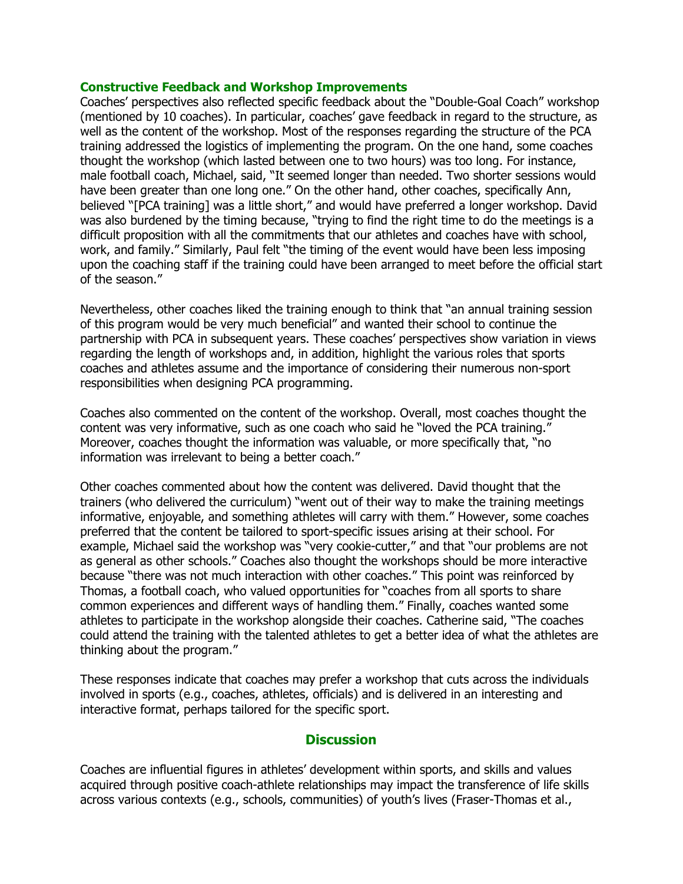### Constructive Feedback and Workshop Improvements

Coaches' perspectives also reflected specific feedback about the "Double-Goal Coach" workshop (mentioned by 10 coaches). In particular, coaches' gave feedback in regard to the structure, as well as the content of the workshop. Most of the responses regarding the structure of the PCA training addressed the logistics of implementing the program. On the one hand, some coaches thought the workshop (which lasted between one to two hours) was too long. For instance, male football coach, Michael, said, "It seemed longer than needed. Two shorter sessions would have been greater than one long one." On the other hand, other coaches, specifically Ann, believed "[PCA training] was a little short," and would have preferred a longer workshop. David was also burdened by the timing because, "trying to find the right time to do the meetings is a difficult proposition with all the commitments that our athletes and coaches have with school, work, and family." Similarly, Paul felt "the timing of the event would have been less imposing upon the coaching staff if the training could have been arranged to meet before the official start of the season."

Nevertheless, other coaches liked the training enough to think that "an annual training session of this program would be very much beneficial" and wanted their school to continue the partnership with PCA in subsequent years. These coaches' perspectives show variation in views regarding the length of workshops and, in addition, highlight the various roles that sports coaches and athletes assume and the importance of considering their numerous non-sport responsibilities when designing PCA programming.

Coaches also commented on the content of the workshop. Overall, most coaches thought the content was very informative, such as one coach who said he "loved the PCA training." Moreover, coaches thought the information was valuable, or more specifically that, "no information was irrelevant to being a better coach."

Other coaches commented about how the content was delivered. David thought that the trainers (who delivered the curriculum) "went out of their way to make the training meetings informative, enjoyable, and something athletes will carry with them." However, some coaches preferred that the content be tailored to sport-specific issues arising at their school. For example, Michael said the workshop was "very cookie-cutter," and that "our problems are not as general as other schools." Coaches also thought the workshops should be more interactive because "there was not much interaction with other coaches." This point was reinforced by Thomas, a football coach, who valued opportunities for "coaches from all sports to share common experiences and different ways of handling them." Finally, coaches wanted some athletes to participate in the workshop alongside their coaches. Catherine said, "The coaches could attend the training with the talented athletes to get a better idea of what the athletes are thinking about the program."

These responses indicate that coaches may prefer a workshop that cuts across the individuals involved in sports (e.g., coaches, athletes, officials) and is delivered in an interesting and interactive format, perhaps tailored for the specific sport.

## Discussion

Coaches are influential figures in athletes' development within sports, and skills and values acquired through positive coach-athlete relationships may impact the transference of life skills across various contexts (e.g., schools, communities) of youth's lives (Fraser-Thomas et al.,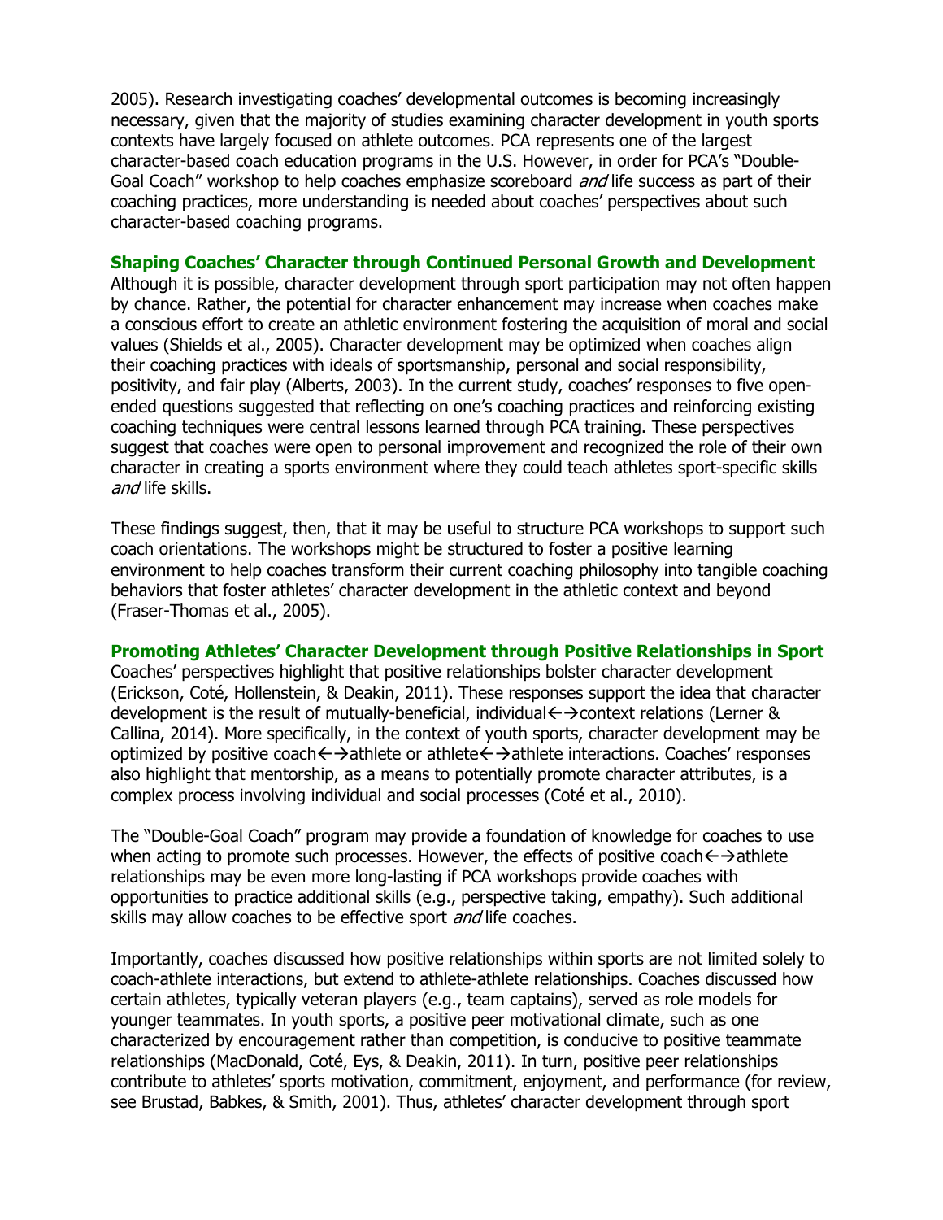2005). Research investigating coaches' developmental outcomes is becoming increasingly necessary, given that the majority of studies examining character development in youth sports contexts have largely focused on athlete outcomes. PCA represents one of the largest character-based coach education programs in the U.S. However, in order for PCA's "Double-Goal Coach" workshop to help coaches emphasize scoreboard *and* life success as part of their coaching practices, more understanding is needed about coaches' perspectives about such character-based coaching programs.

### Shaping Coaches' Character through Continued Personal Growth and Development

Although it is possible, character development through sport participation may not often happen by chance. Rather, the potential for character enhancement may increase when coaches make a conscious effort to create an athletic environment fostering the acquisition of moral and social values (Shields et al., 2005). Character development may be optimized when coaches align their coaching practices with ideals of sportsmanship, personal and social responsibility, positivity, and fair play (Alberts, 2003). In the current study, coaches' responses to five open-ended questions suggested that reflecting on one's coaching practices and reinforcing existing coaching techniques were central lessons learned through PCA training. These perspectives suggest that coaches were open to personal improvement and recognized the role of their own character in creating a sports environment where they could teach athletes sport-specific skills *and* life skills.

These findings suggest, then, that it may be useful to structure PCA workshops to support such coach orientations. The workshops might be structured to foster a positive learning environment to help coaches transform their current coaching philosophy into tangible coaching behaviors that foster athletes' character development in the athletic context and beyond (Fraser-Thomas et al., 2005).

### Promoting Athletes' Character Development through Positive Relationships in Sport

Coaches' perspectives highlight that positive relationships bolster character development (Erickson, Coté, Hollenstein, & Deakin, 2011). These responses support the idea that character development is the result of mutually-beneficial, individual←→context relations (Lerner & Callina, 2014). More specifically, in the context of youth sports, character development may be optimized by positive coach←→athlete or athlete←→athlete interactions. Coaches' responses also highlight that mentorship, as a means to potentially promote character attributes, is a complex process involving individual and social processes (Coté et al., 2010).

The "Double-Goal Coach" program may provide a foundation of knowledge for coaches to use when acting to promote such processes. However, the effects of positive coach←→athlete relationships may be even more long-lasting if PCA workshops provide coaches with opportunities to practice additional skills (e.g., perspective taking, empathy). Such additional skills may allow coaches to be effective sport *and* life coaches.

Importantly, coaches discussed how positive relationships within sports are not limited solely to coach-athlete interactions, but extend to athlete-athlete relationships. Coaches discussed how certain athletes, typically veteran players (e.g., team captains), served as role models for younger teammates. In youth sports, a positive peer motivational climate, such as one characterized by encouragement rather than competition, is conducive to positive teammate relationships (MacDonald, Coté, Eys, & Deakin, 2011). In turn, positive peer relationships contribute to athletes' sports motivation, commitment, enjoyment, and performance (for review, see Brustad, Babkes, & Smith, 2001). Thus, athletes' character development through sport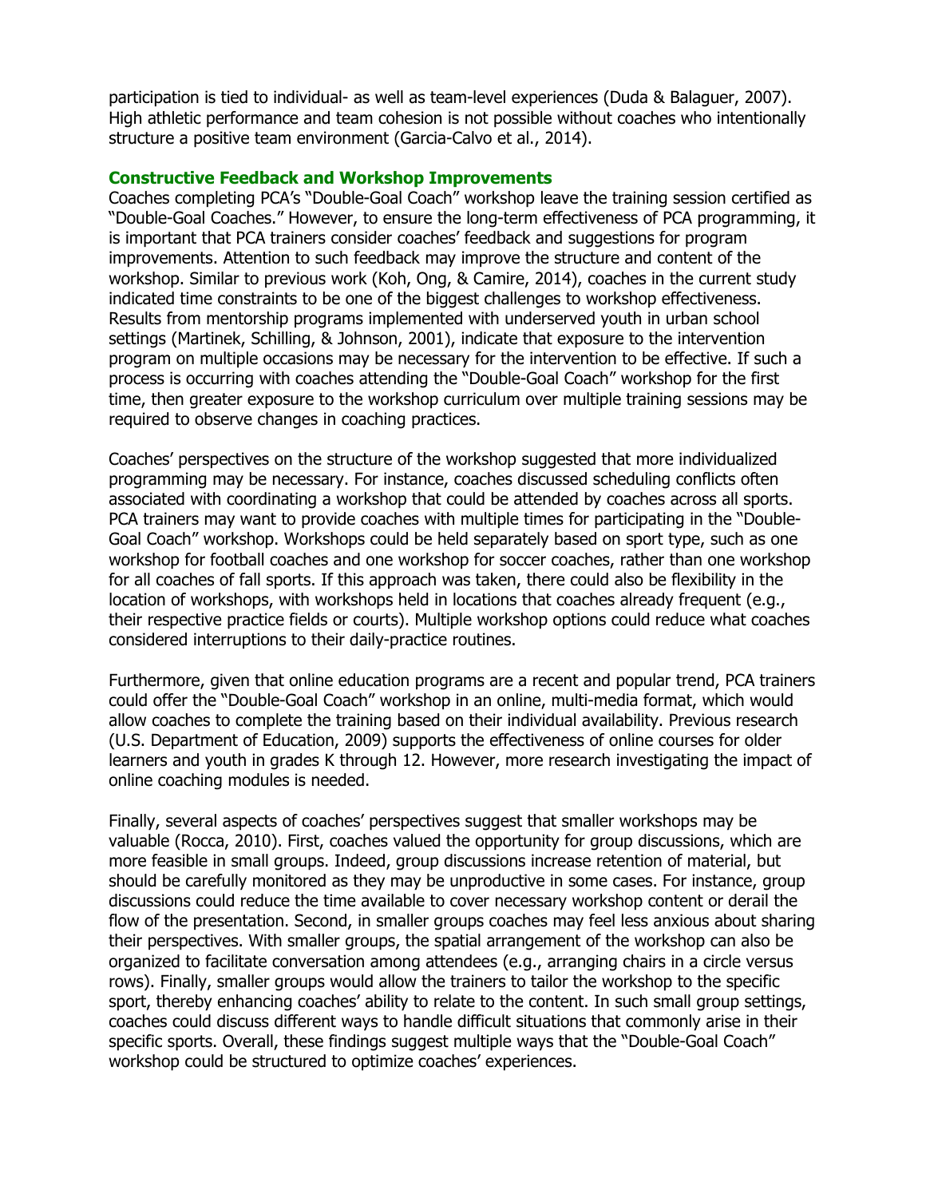participation is tied to individual- as well as team-level experiences (Duda & Balaguer, 2007). High athletic performance and team cohesion is not possible without coaches who intentionally structure a positive team environment (Garcia-Calvo et al., 2014).

### Constructive Feedback and Workshop Improvements

Coaches completing PCA's "Double-Goal Coach" workshop leave the training session certified as "Double-Goal Coaches." However, to ensure the long-term effectiveness of PCA programming, it is important that PCA trainers consider coaches' feedback and suggestions for program improvements. Attention to such feedback may improve the structure and content of the workshop. Similar to previous work (Koh, Ong, & Camire, 2014), coaches in the current study indicated time constraints to be one of the biggest challenges to workshop effectiveness. Results from mentorship programs implemented with underserved youth in urban school settings (Martinek, Schilling, & Johnson, 2001), indicate that exposure to the intervention program on multiple occasions may be necessary for the intervention to be effective. If such a process is occurring with coaches attending the "Double-Goal Coach" workshop for the first time, then greater exposure to the workshop curriculum over multiple training sessions may be required to observe changes in coaching practices.

Coaches' perspectives on the structure of the workshop suggested that more individualized programming may be necessary. For instance, coaches discussed scheduling conflicts often associated with coordinating a workshop that could be attended by coaches across all sports. PCA trainers may want to provide coaches with multiple times for participating in the "Double-Goal Coach" workshop. Workshops could be held separately based on sport type, such as one workshop for football coaches and one workshop for soccer coaches, rather than one workshop for all coaches of fall sports. If this approach was taken, there could also be flexibility in the location of workshops, with workshops held in locations that coaches already frequent (e.g., their respective practice fields or courts). Multiple workshop options could reduce what coaches considered interruptions to their daily-practice routines.

Furthermore, given that online education programs are a recent and popular trend, PCA trainers could offer the "Double-Goal Coach" workshop in an online, multi-media format, which would allow coaches to complete the training based on their individual availability. Previous research (U.S. Department of Education, 2009) supports the effectiveness of online courses for older learners and youth in grades K through 12. However, more research investigating the impact of online coaching modules is needed.

Finally, several aspects of coaches' perspectives suggest that smaller workshops may be valuable (Rocca, 2010). First, coaches valued the opportunity for group discussions, which are more feasible in small groups. Indeed, group discussions increase retention of material, but should be carefully monitored as they may be unproductive in some cases. For instance, group discussions could reduce the time available to cover necessary workshop content or derail the flow of the presentation. Second, in smaller groups coaches may feel less anxious about sharing their perspectives. With smaller groups, the spatial arrangement of the workshop can also be organized to facilitate conversation among attendees (e.g., arranging chairs in a circle versus rows). Finally, smaller groups would allow the trainers to tailor the workshop to the specific sport, thereby enhancing coaches' ability to relate to the content. In such small group settings, coaches could discuss different ways to handle difficult situations that commonly arise in their specific sports. Overall, these findings suggest multiple ways that the "Double-Goal Coach" workshop could be structured to optimize coaches' experiences.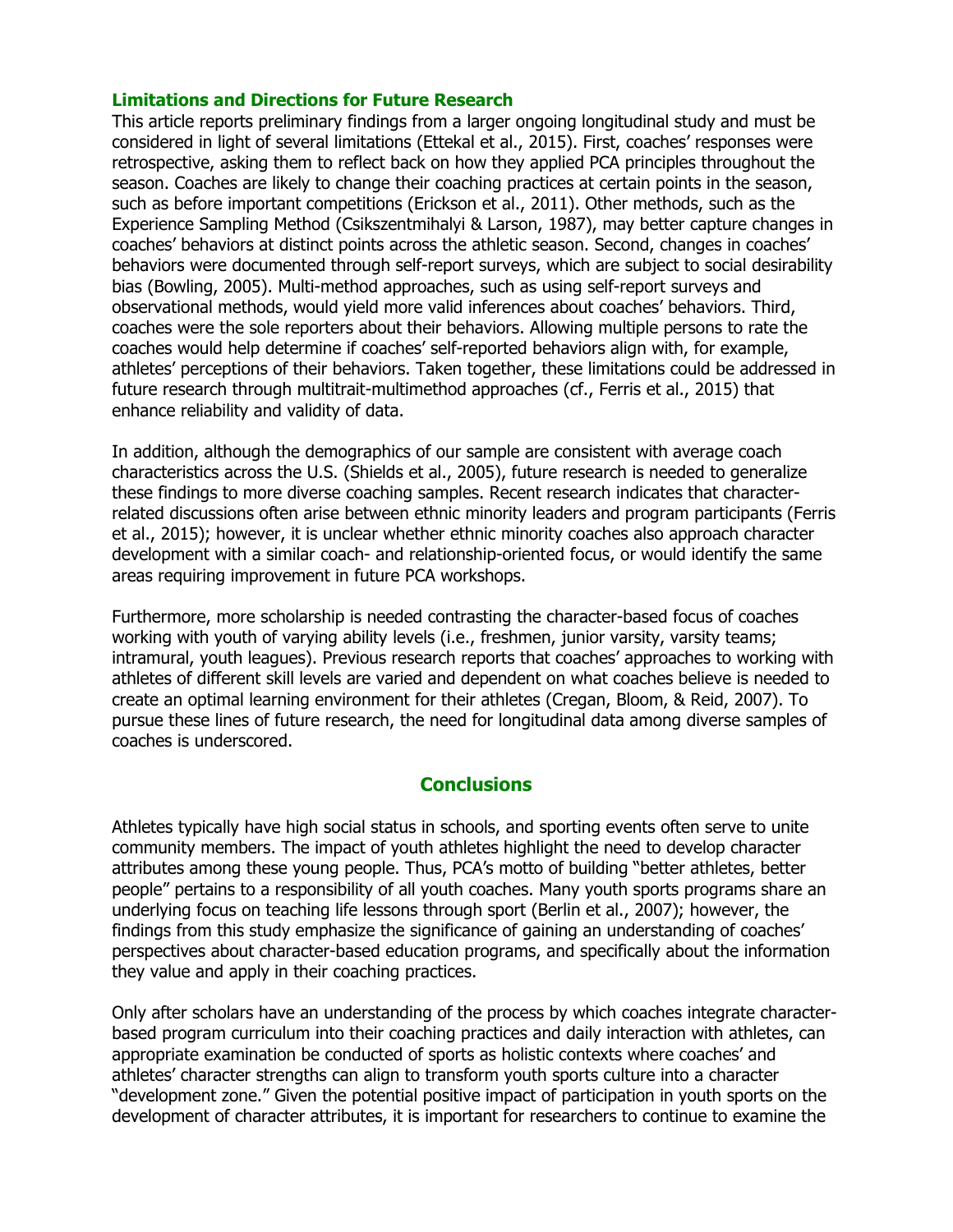### Limitations and Directions for Future Research

This article reports preliminary findings from a larger ongoing longitudinal study and must be considered in light of several limitations (Ettekal et al., 2015). First, coaches' responses were retrospective, asking them to reflect back on how they applied PCA principles throughout the season. Coaches are likely to change their coaching practices at certain points in the season, such as before important competitions (Erickson et al., 2011). Other methods, such as the Experience Sampling Method (Csikszentmihalyi & Larson, 1987), may better capture changes in coaches' behaviors at distinct points across the athletic season. Second, changes in coaches' behaviors were documented through self-report surveys, which are subject to social desirability bias (Bowling, 2005). Multi-method approaches, such as using self-report surveys and observational methods, would yield more valid inferences about coaches' behaviors. Third, coaches were the sole reporters about their behaviors. Allowing multiple persons to rate the coaches would help determine if coaches' self-reported behaviors align with, for example, athletes' perceptions of their behaviors. Taken together, these limitations could be addressed in future research through multitrait-multimethod approaches (cf., Ferris et al., 2015) that enhance reliability and validity of data.

In addition, although the demographics of our sample are consistent with average coach characteristics across the U.S. (Shields et al., 2005), future research is needed to generalize these findings to more diverse coaching samples. Recent research indicates that character-related discussions often arise between ethnic minority leaders and program participants (Ferris et al., 2015); however, it is unclear whether ethnic minority coaches also approach character development with a similar coach- and relationship-oriented focus, or would identify the same areas requiring improvement in future PCA workshops.

Furthermore, more scholarship is needed contrasting the character-based focus of coaches working with youth of varying ability levels (i.e., freshmen, junior varsity, varsity teams; intramural, youth leagues). Previous research reports that coaches' approaches to working with athletes of different skill levels are varied and dependent on what coaches believe is needed to create an optimal learning environment for their athletes (Cregan, Bloom, & Reid, 2007). To pursue these lines of future research, the need for longitudinal data among diverse samples of coaches is underscored.

## Conclusions

Athletes typically have high social status in schools, and sporting events often serve to unite community members. The impact of youth athletes highlight the need to develop character attributes among these young people. Thus, PCA's motto of building "better athletes, better people" pertains to a responsibility of all youth coaches. Many youth sports programs share an underlying focus on teaching life lessons through sport (Berlin et al., 2007); however, the findings from this study emphasize the significance of gaining an understanding of coaches' perspectives about character-based education programs, and specifically about the information they value and apply in their coaching practices.

Only after scholars have an understanding of the process by which coaches integrate character-based program curriculum into their coaching practices and daily interaction with athletes, can appropriate examination be conducted of sports as holistic contexts where coaches' and athletes' character strengths can align to transform youth sports culture into a character "development zone." Given the potential positive impact of participation in youth sports on the development of character attributes, it is important for researchers to continue to examine the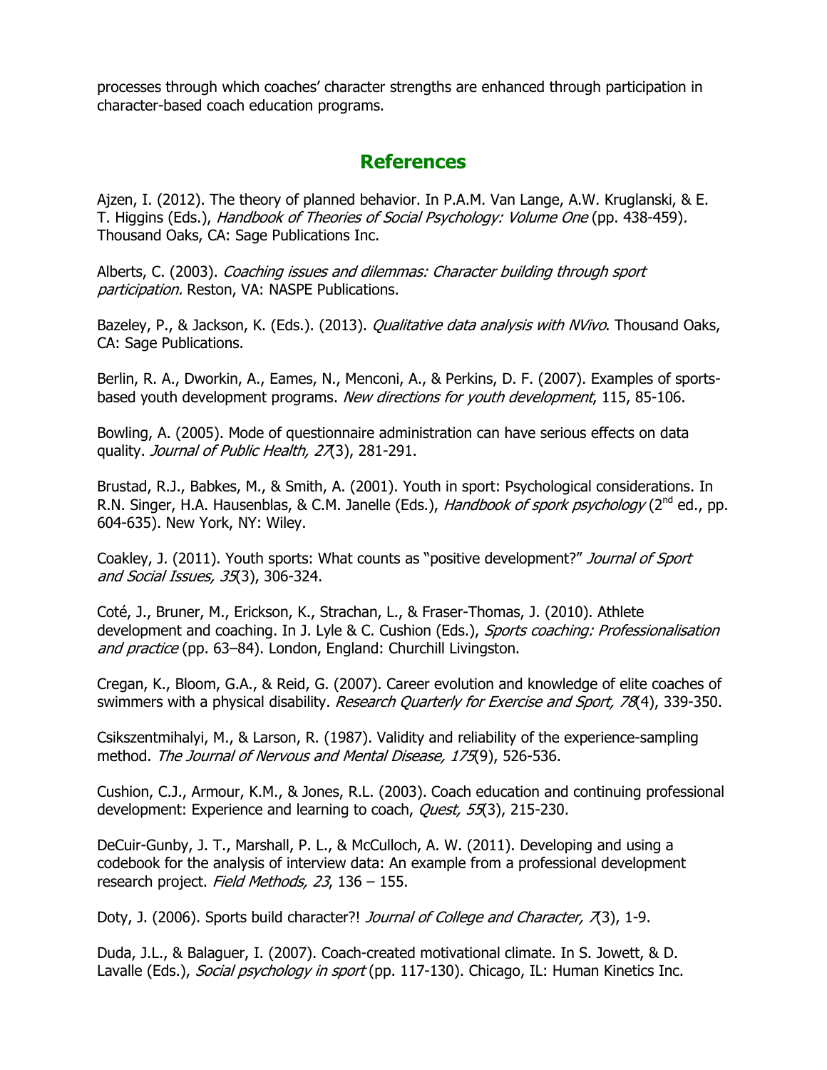processes through which coaches' character strengths are enhanced through participation in character-based coach education programs.

## References

Ajzen, I. (2012). The theory of planned behavior. In P.A.M. Van Lange, A.W. Kruglanski, & E. T. Higgins (Eds.), *Handbook of Theories of Social Psychology: Volume One* (pp. 438-459). Thousand Oaks, CA: Sage Publications Inc.

Alberts, C. (2003). *Coaching issues and dilemmas: Character building through sport participation.* Reston, VA: NASPE Publications.

Bazeley, P., & Jackson, K. (Eds.). (2013). *Qualitative data analysis with NVivo*. Thousand Oaks, CA: Sage Publications.

Berlin, R. A., Dworkin, A., Eames, N., Menconi, A., & Perkins, D. F. (2007). Examples of sports-based youth development programs. *New directions for youth development*, 115, 85-106.

Bowling, A. (2005). Mode of questionnaire administration can have serious effects on data quality. *Journal of Public Health, 27*(3), 281-291.

Brustad, R.J., Babkes, M., & Smith, A. (2001). Youth in sport: Psychological considerations. In R.N. Singer, H.A. Hausenblas, & C.M. Janelle (Eds.), *Handbook of spork psychology* (2nd ed., pp. 604-635). New York, NY: Wiley.

Coakley, J. (2011). Youth sports: What counts as "positive development?" *Journal of Sport and Social Issues, 35*(3), 306-324.

Coté, J., Bruner, M., Erickson, K., Strachan, L., & Fraser-Thomas, J. (2010). Athlete development and coaching. In J. Lyle & C. Cushion (Eds.), *Sports coaching: Professionalisation and practice* (pp. 63–84). London, England: Churchill Livingston.

Cregan, K., Bloom, G.A., & Reid, G. (2007). Career evolution and knowledge of elite coaches of swimmers with a physical disability. *Research Quarterly for Exercise and Sport, 78*(4), 339-350.

Csikszentmihalyi, M., & Larson, R. (1987). Validity and reliability of the experience-sampling method. *The Journal of Nervous and Mental Disease, 175*(9), 526-536.

Cushion, C.J., Armour, K.M., & Jones, R.L. (2003). Coach education and continuing professional development: Experience and learning to coach, *Quest, 55*(3), 215-230.

DeCuir-Gunby, J. T., Marshall, P. L., & McCulloch, A. W. (2011). Developing and using a codebook for the analysis of interview data: An example from a professional development research project. *Field Methods, 23*, 136 – 155.

Doty, J. (2006). Sports build character?! *Journal of College and Character, 7*(3), 1-9.

Duda, J.L., & Balaguer, I. (2007). Coach-created motivational climate. In S. Jowett, & D. Lavalle (Eds.), *Social psychology in sport* (pp. 117-130). Chicago, IL: Human Kinetics Inc.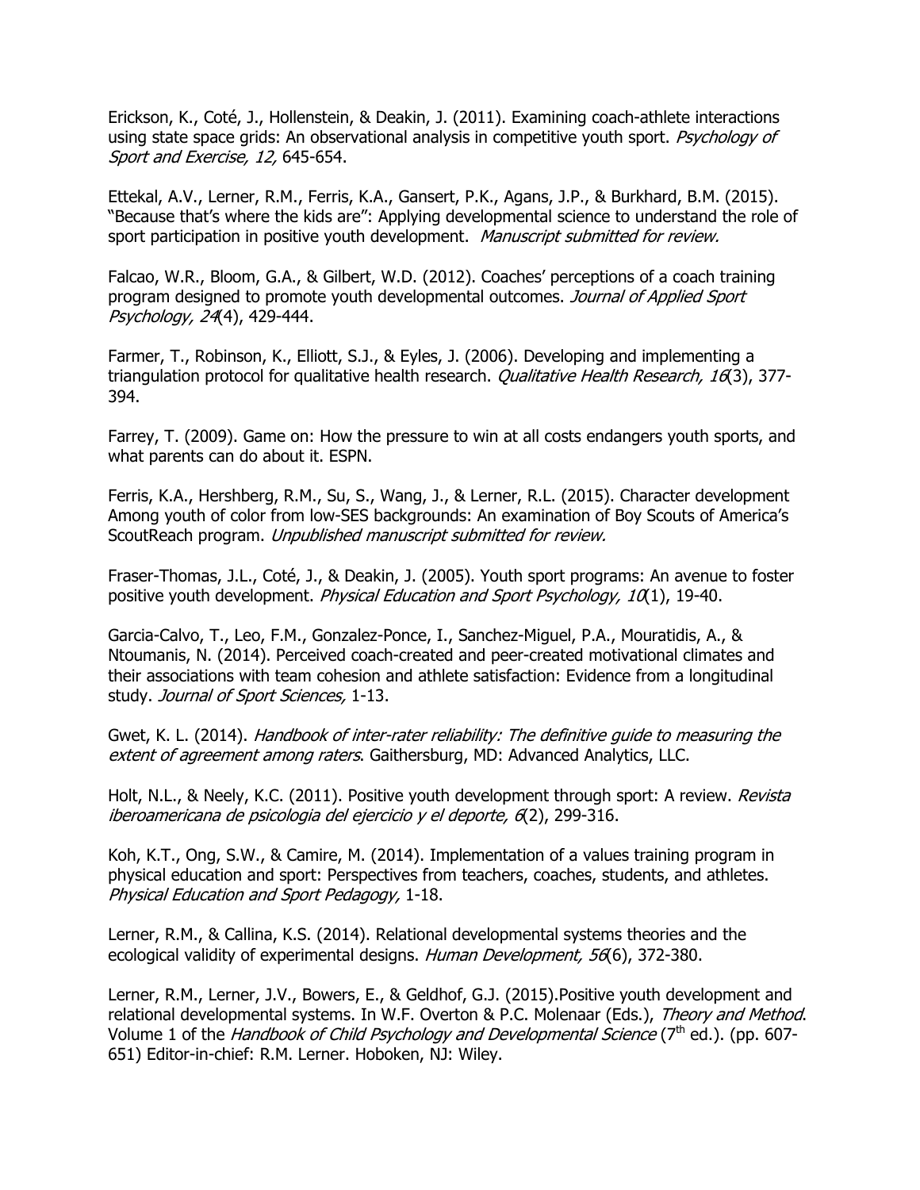Erickson, K., Coté, J., Hollenstein, & Deakin, J. (2011). Examining coach-athlete interactions using state space grids: An observational analysis in competitive youth sport. *Psychology of Sport and Exercise, 12,* 645-654.

Ettekal, A.V., Lerner, R.M., Ferris, K.A., Gansert, P.K., Agans, J.P., & Burkhard, B.M. (2015). "Because that's where the kids are": Applying developmental science to understand the role of sport participation in positive youth development. *Manuscript submitted for review.*

Falcao, W.R., Bloom, G.A., & Gilbert, W.D. (2012). Coaches' perceptions of a coach training program designed to promote youth developmental outcomes. *Journal of Applied Sport Psychology, 24*(4), 429-444.

Farmer, T., Robinson, K., Elliott, S.J., & Eyles, J. (2006). Developing and implementing a triangulation protocol for qualitative health research. *Qualitative Health Research, 16*(3), 377-394.

Farrey, T. (2009). Game on: How the pressure to win at all costs endangers youth sports, and what parents can do about it. ESPN.

Ferris, K.A., Hershberg, R.M., Su, S., Wang, J., & Lerner, R.L. (2015). Character development Among youth of color from low-SES backgrounds: An examination of Boy Scouts of America's ScoutReach program. *Unpublished manuscript submitted for review.*

Fraser-Thomas, J.L., Coté, J., & Deakin, J. (2005). Youth sport programs: An avenue to foster positive youth development. *Physical Education and Sport Psychology, 10*(1), 19-40.

Garcia-Calvo, T., Leo, F.M., Gonzalez-Ponce, I., Sanchez-Miguel, P.A., Mouratidis, A., & Ntoumanis, N. (2014). Perceived coach-created and peer-created motivational climates and their associations with team cohesion and athlete satisfaction: Evidence from a longitudinal study. *Journal of Sport Sciences,* 1-13.

Gwet, K. L. (2014). *Handbook of inter-rater reliability: The definitive guide to measuring the extent of agreement among raters*. Gaithersburg, MD: Advanced Analytics, LLC.

Holt, N.L., & Neely, K.C. (2011). Positive youth development through sport: A review. *Revista iberoamericana de psicologia del ejercicio y el deporte, 6*(2), 299-316.

Koh, K.T., Ong, S.W., & Camire, M. (2014). Implementation of a values training program in physical education and sport: Perspectives from teachers, coaches, students, and athletes. *Physical Education and Sport Pedagogy,* 1-18.

Lerner, R.M., & Callina, K.S. (2014). Relational developmental systems theories and the ecological validity of experimental designs. *Human Development, 56*(6), 372-380.

Lerner, R.M., Lerner, J.V., Bowers, E., & Geldhof, G.J. (2015).Positive youth development and relational developmental systems. In W.F. Overton & P.C. Molenaar (Eds.), *Theory and Method*. Volume 1 of the *Handbook of Child Psychology and Developmental Science* (7th ed.). (pp. 607-651) Editor-in-chief: R.M. Lerner. Hoboken, NJ: Wiley.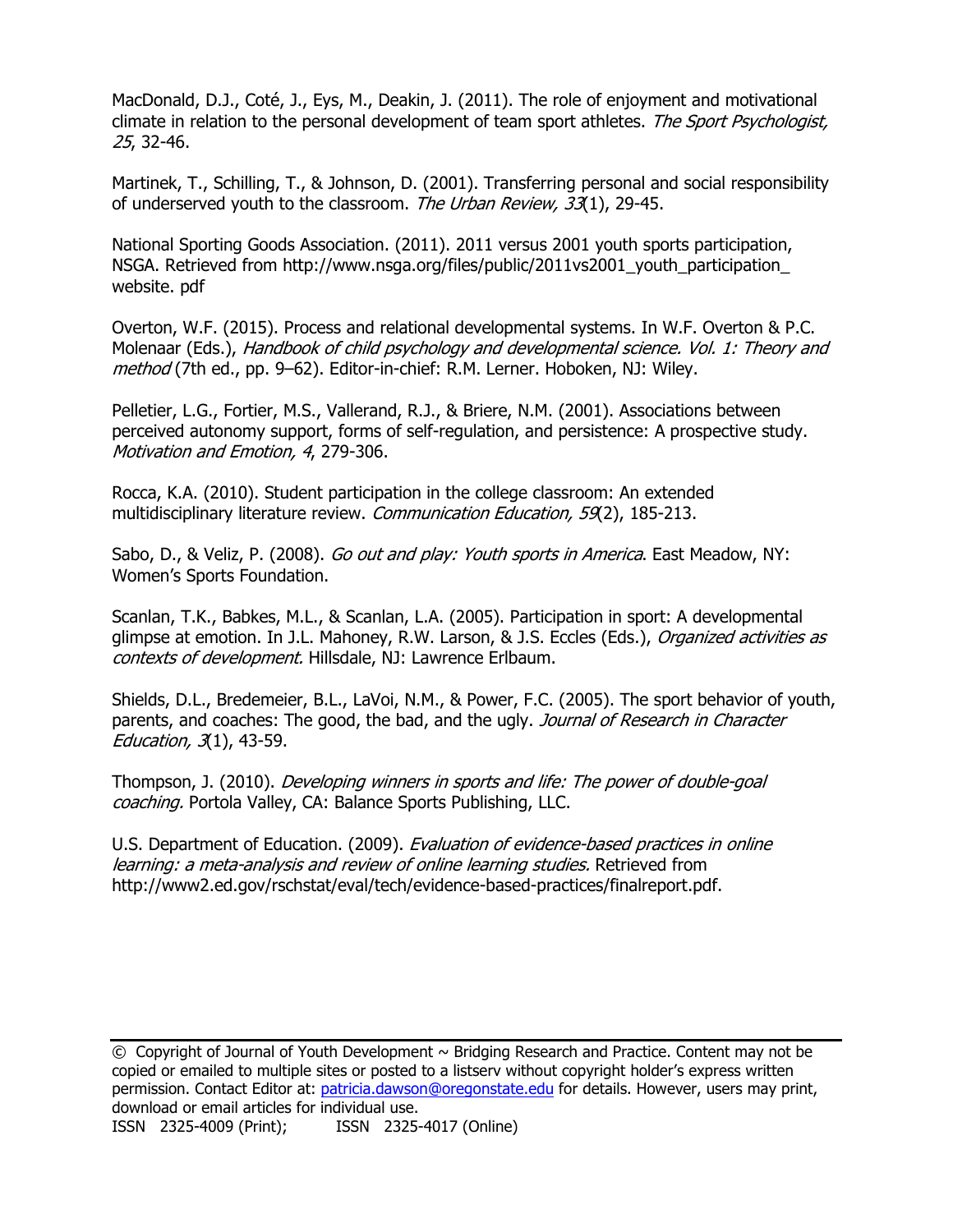MacDonald, D.J., Coté, J., Eys, M., Deakin, J. (2011). The role of enjoyment and motivational climate in relation to the personal development of team sport athletes. *The Sport Psychologist, 25*, 32-46.

Martinek, T., Schilling, T., & Johnson, D. (2001). Transferring personal and social responsibility of underserved youth to the classroom. *The Urban Review, 33*(1), 29-45.

National Sporting Goods Association. (2011). 2011 versus 2001 youth sports participation, NSGA. Retrieved from http://www.nsga.org/files/public/2011vs2001_youth_participation_website. pdf

Overton, W.F. (2015). Process and relational developmental systems. In W.F. Overton & P.C. Molenaar (Eds.), *Handbook of child psychology and developmental science. Vol. 1: Theory and method* (7th ed., pp. 9–62). Editor-in-chief: R.M. Lerner. Hoboken, NJ: Wiley.

Pelletier, L.G., Fortier, M.S., Vallerand, R.J., & Briere, N.M. (2001). Associations between perceived autonomy support, forms of self-regulation, and persistence: A prospective study. *Motivation and Emotion, 4*, 279-306.

Rocca, K.A. (2010). Student participation in the college classroom: An extended multidisciplinary literature review. *Communication Education, 59*(2), 185-213.

Sabo, D., & Veliz, P. (2008). *Go out and play: Youth sports in America*. East Meadow, NY: Women's Sports Foundation.

Scanlan, T.K., Babkes, M.L., & Scanlan, L.A. (2005). Participation in sport: A developmental glimpse at emotion. In J.L. Mahoney, R.W. Larson, & J.S. Eccles (Eds.), *Organized activities as contexts of development.* Hillsdale, NJ: Lawrence Erlbaum.

Shields, D.L., Bredemeier, B.L., LaVoi, N.M., & Power, F.C. (2005). The sport behavior of youth, parents, and coaches: The good, the bad, and the ugly. *Journal of Research in Character Education, 3*(1), 43-59.

Thompson, J. (2010). *Developing winners in sports and life: The power of double-goal coaching.* Portola Valley, CA: Balance Sports Publishing, LLC.

U.S. Department of Education. (2009). *Evaluation of evidence-based practices in online learning: a meta-analysis and review of online learning studies.* Retrieved from http://www2.ed.gov/rschstat/eval/tech/evidence-based-practices/finalreport.pdf.